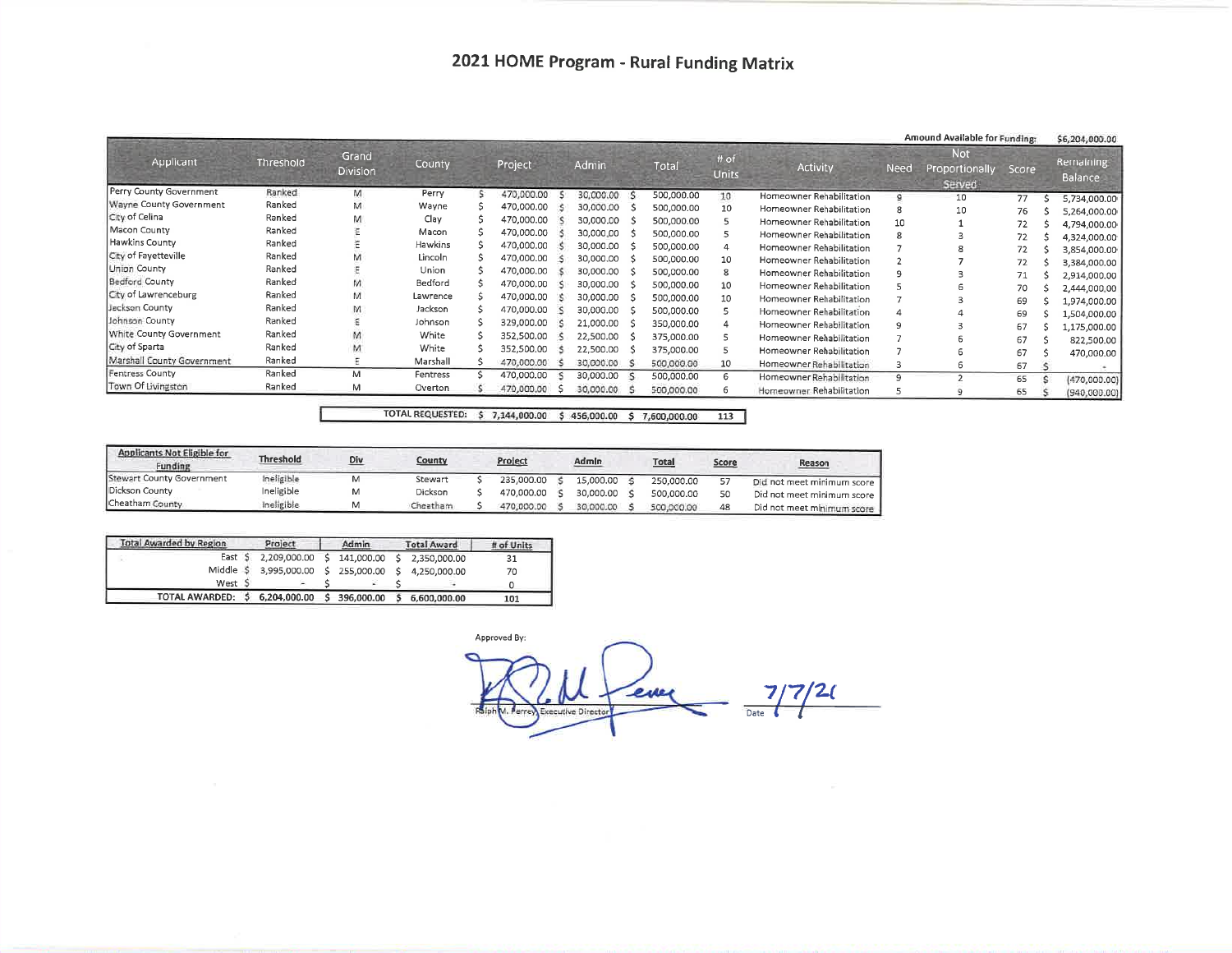# 2021 HOME Program - Rural Funding Matrix

Amount Available for Funding: $6,204,000.00

| Applicant | Threshold | Grand Division | County | Project | Admin | Total | # of Units | Activity | Need | Not Proportionally Served | Score | Remaining Balance |
|---|---|---|---|---|---|---|---|---|---|---|---|---|
| Perry County Government | Ranked | M | Perry | $ 470,000.00 | $ 30,000.00 | $ 500,000.00 | 10 | Homeowner Rehabilitation | 9 | 10 | 77 | $ 5,734,000.00 |
| Wayne County Government | Ranked | M | Wayne | $ 470,000.00 | $ 30,000.00 | $ 500,000.00 | 10 | Homeowner Rehabilitation | 8 | 10 | 76 | $ 5,264,000.00 |
| City of Celina | Ranked | M | Clay | $ 470,000.00 | $ 30,000.00 | $ 500,000.00 | 5 | Homeowner Rehabilitation | 10 | 1 | 72 | $ 4,794,000.00 |
| Macon County | Ranked | E | Macon | $ 470,000.00 | $ 30,000.00 | $ 500,000.00 | 5 | Homeowner Rehabilitation | 8 | 3 | 72 | $ 4,324,000.00 |
| Hawkins County | Ranked | E | Hawkins | $ 470,000.00 | $ 30,000.00 | $ 500,000.00 | 4 | Homeowner Rehabilitation | 7 | 8 | 72 | $ 3,854,000.00 |
| City of Fayetteville | Ranked | M | Lincoln | $ 470,000.00 | $ 30,000.00 | $ 500,000.00 | 10 | Homeowner Rehabilitation | 2 | 7 | 72 | $ 3,384,000.00 |
| Union County | Ranked | E | Union | $ 470,000.00 | $ 30,000.00 | $ 500,000.00 | 8 | Homeowner Rehabilitation | 9 | 3 | 71 | $ 2,914,000.00 |
| Bedford County | Ranked | M | Bedford | $ 470,000.00 | $ 30,000.00 | $ 500,000.00 | 10 | Homeowner Rehabilitation | 5 | 6 | 70 | $ 2,444,000.00 |
| City of Lawrenceburg | Ranked | M | Lawrence | $ 470,000.00 | $ 30,000.00 | $ 500,000.00 | 10 | Homeowner Rehabilitation | 7 | 3 | 69 | $ 1,974,000.00 |
| Jackson County | Ranked | M | Jackson | $ 470,000.00 | $ 30,000.00 | $ 500,000.00 | 5 | Homeowner Rehabilitation | 4 | 4 | 69 | $ 1,504,000.00 |
| Johnson County | Ranked | E | Johnson | $ 329,000.00 | $ 21,000.00 | $ 350,000.00 | 4 | Homeowner Rehabilitation | 9 | 3 | 67 | $ 1,175,000.00 |
| White County Government | Ranked | M | White | $ 352,500.00 | $ 22,500.00 | $ 375,000.00 | 5 | Homeowner Rehabilitation | 7 | 6 | 67 | $ 822,500.00 |
| City of Sparta | Ranked | M | White | $ 352,500.00 | $ 22,500.00 | $ 375,000.00 | 5 | Homeowner Rehabilitation | 7 | 6 | 67 | $ 470,000.00 |
| Marshall County Government | Ranked | E | Marshall | $ 470,000.00 | $ 30,000.00 | $ 500,000.00 | 10 | Homeowner Rehabilitation | 3 | 6 | 67 | $ - |
| Fentress County | Ranked | M | Fentress | $ 470,000.00 | $ 30,000.00 | $ 500,000.00 | 6 | Homeowner Rehabilitation | 9 | 2 | 65 | $ (470,000.00) |
| Town Of Livingston | Ranked | M | Overton | $ 470,000.00 | $ 30,000.00 | $ 500,000.00 | 6 | Homeowner Rehabilitation | 5 | 9 | 65 | $ (940,000.00) |
| | | | TOTAL REQUESTED: | $ 7,144,000.00 | $ 456,000.00 | $ 7,600,000.00 | 113 | | | | | |

| Applicants Not Eligible for Funding | Threshold | Div | County | Project | Admin | Total | Score | Reason |
|---|---|---|---|---|---|---|---|---|
| Stewart County Government | Ineligible | M | Stewart | $ 235,000.00 | $ 15,000.00 | $ 250,000.00 | 57 | Did not meet minimum score |
| Dickson County | Ineligible | M | Dickson | $ 470,000.00 | $ 30,000.00 | $ 500,000.00 | 50 | Did not meet minimum score |
| Cheatham County | Ineligible | M | Cheatham | $ 470,000.00 | $ 30,000.00 | $ 500,000.00 | 48 | Did not meet minimum score |

| Total Awarded by Region | Project | Admin | Total Award | # of Units |
|---|---|---|---|---|
| East | $ 2,209,000.00 | $ 141,000.00 | $ 2,350,000.00 | 31 |
| Middle | $ 3,995,000.00 | $ 255,000.00 | $ 4,250,000.00 | 70 |
| West | $ - | $ - | $ - | 0 |
| TOTAL AWARDED: | $ 6,204,000.00 | $ 396,000.00 | $ 6,600,000.00 | 101 |

Approved By:

Ralph M. Perrey, Executive Director

Date 7/7/21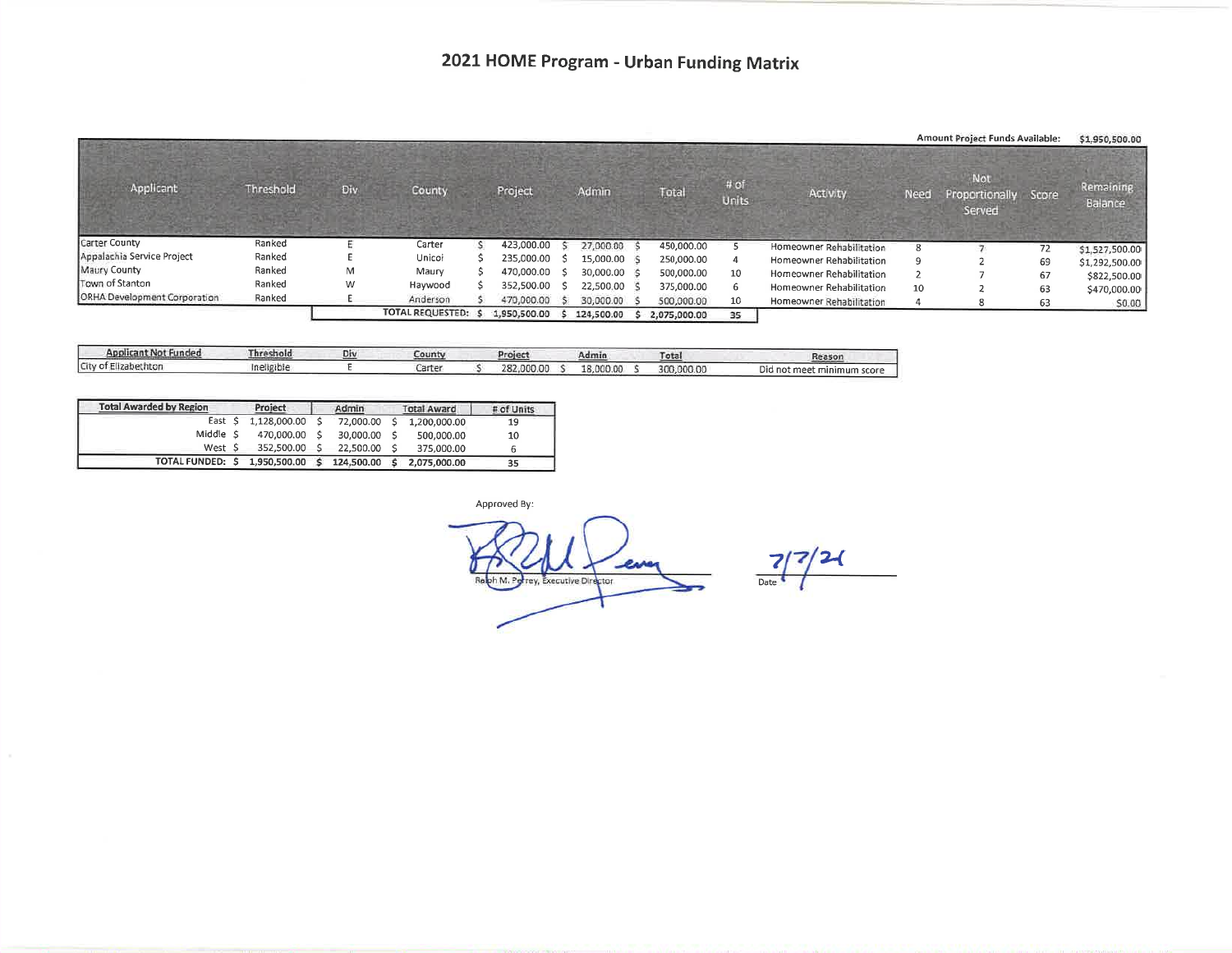# 2021 HOME Program - Urban Funding Matrix

Amount Project Funds Available: $1,950,500.00

| Applicant | Threshold | Div | County | Project | Admin | Total | # of Units | Activity | Need | Not Proportionally Served | Score | Remaining Balance |
|---|---|---|---|---|---|---|---|---|---|---|---|---|
| Carter County | Ranked | E | Carter | $ 423,000.00 | $ 27,000.00 | $ 450,000.00 | 5 | Homeowner Rehabilitation | 8 | 7 | 72 | $1,527,500.00 |
| Appalachia Service Project | Ranked | E | Unicoi | $ 235,000.00 | $ 15,000.00 | $ 250,000.00 | 4 | Homeowner Rehabilitation | 9 | 2 | 69 | $1,292,500.00 |
| Maury County | Ranked | M | Maury | $ 470,000.00 | $ 30,000.00 | $ 500,000.00 | 10 | Homeowner Rehabilitation | 2 | 7 | 67 | $822,500.00 |
| Town of Stanton | Ranked | W | Haywood | $ 352,500.00 | $ 22,500.00 | $ 375,000.00 | 6 | Homeowner Rehabilitation | 10 | 2 | 63 | $470,000.00 |
| ORHA Development Corporation | Ranked | E | Anderson | $ 470,000.00 | $ 30,000.00 | $ 500,000.00 | 10 | Homeowner Rehabilitation | 4 | 8 | 63 | $0.00 |
| | | | TOTAL REQUESTED: | $ 1,950,500.00 | $ 124,500.00 | $ 2,075,000.00 | 35 | | | | | |

| Applicant Not Funded | Threshold | Div | County | Project | Admin | Total | Reason |
|---|---|---|---|---|---|---|---|
| City of Elizabethton | Ineligible | E | Carter | $ 282,000.00 | $ 18,000.00 | $ 300,000.00 | Did not meet minimum score |

| Total Awarded by Region | Project | Admin | Total Award | # of Units |
|---|---|---|---|---|
| East | $ 1,128,000.00 | $ 72,000.00 | $ 1,200,000.00 | 19 |
| Middle | $ 470,000.00 | $ 30,000.00 | $ 500,000.00 | 10 |
| West | $ 352,500.00 | $ 22,500.00 | $ 375,000.00 | 6 |
| TOTAL FUNDED: | $ 1,950,500.00 | $ 124,500.00 | $ 2,075,000.00 | 35 |

Approved By:

Ralph M. Perrey, Executive Director

Date 7/7/21